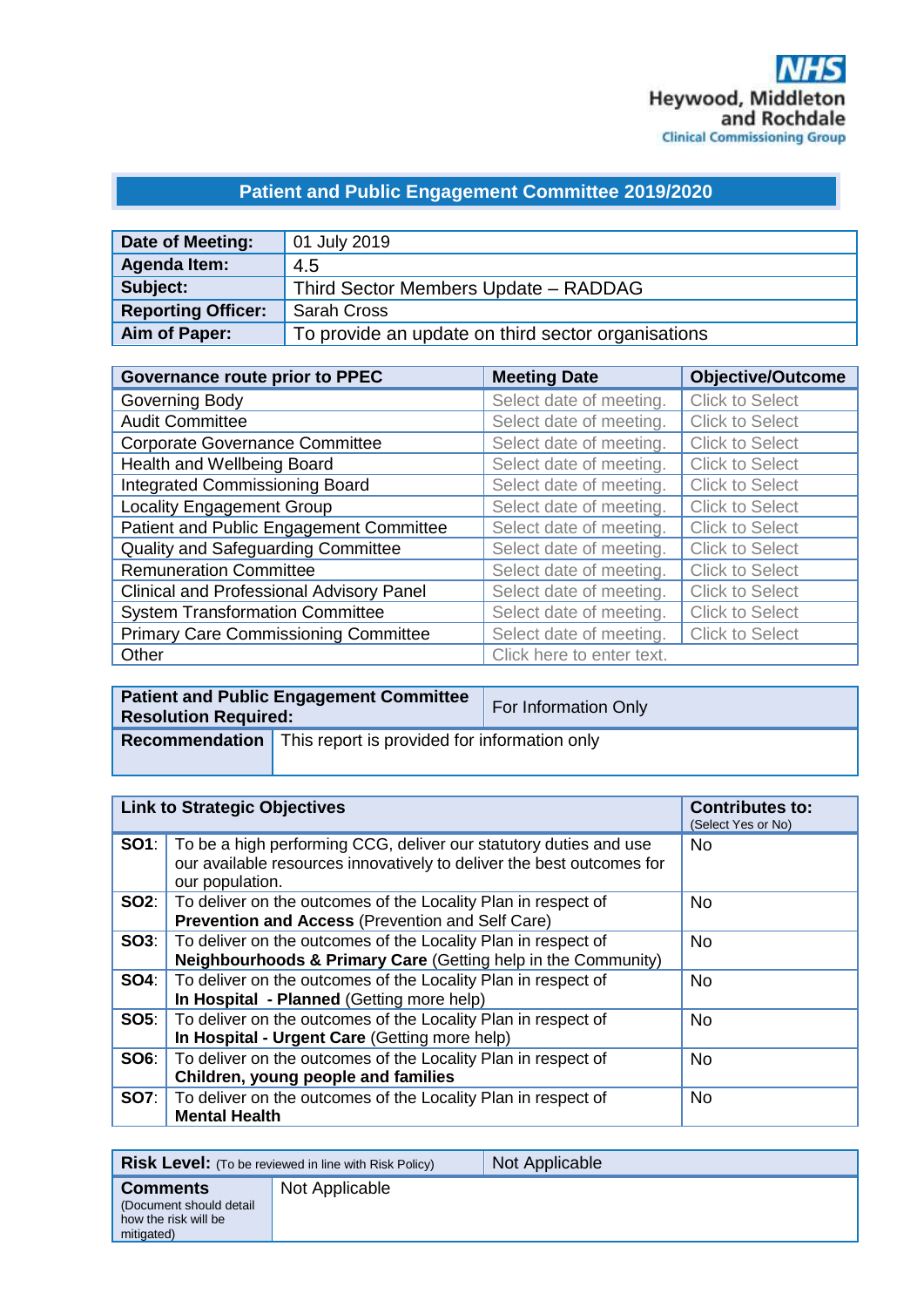NHS
Heywood, Middleton and Rochdale
Clinical Commissioning Group

## Patient and Public Engagement Committee 2019/2020

| **Date of Meeting:** | 01 July 2019 |
|---|---|
| **Agenda Item:** | 4.5 |
| **Subject:** | Third Sector Members Update – RADDAG |
| **Reporting Officer:** | Sarah Cross |
| **Aim of Paper:** | To provide an update on third sector organisations |

| **Governance route prior to PPEC** | **Meeting Date** | **Objective/Outcome** |
|---|---|---|
| Governing Body | Select date of meeting. | Click to Select |
| Audit Committee | Select date of meeting. | Click to Select |
| Corporate Governance Committee | Select date of meeting. | Click to Select |
| Health and Wellbeing Board | Select date of meeting. | Click to Select |
| Integrated Commissioning Board | Select date of meeting. | Click to Select |
| Locality Engagement Group | Select date of meeting. | Click to Select |
| Patient and Public Engagement Committee | Select date of meeting. | Click to Select |
| Quality and Safeguarding Committee | Select date of meeting. | Click to Select |
| Remuneration Committee | Select date of meeting. | Click to Select |
| Clinical and Professional Advisory Panel | Select date of meeting. | Click to Select |
| System Transformation Committee | Select date of meeting. | Click to Select |
| Primary Care Commissioning Committee | Select date of meeting. | Click to Select |
| Other | Click here to enter text. | |

| **Patient and Public Engagement Committee Resolution Required:** | For Information Only |
|---|---|
| **Recommendation** | This report is provided for information only |

| **Link to Strategic Objectives** | | **Contributes to:** (Select Yes or No) |
|---|---|---|
| **SO1**: | To be a high performing CCG, deliver our statutory duties and use our available resources innovatively to deliver the best outcomes for our population. | No |
| **SO2**: | To deliver on the outcomes of the Locality Plan in respect of **Prevention and Access** (Prevention and Self Care) | No |
| **SO3**: | To deliver on the outcomes of the Locality Plan in respect of **Neighbourhoods & Primary Care** (Getting help in the Community) | No |
| **SO4**: | To deliver on the outcomes of the Locality Plan in respect of **In Hospital - Planned** (Getting more help) | No |
| **SO5**: | To deliver on the outcomes of the Locality Plan in respect of **In Hospital - Urgent Care** (Getting more help) | No |
| **SO6**: | To deliver on the outcomes of the Locality Plan in respect of **Children, young people and families** | No |
| **SO7**: | To deliver on the outcomes of the Locality Plan in respect of **Mental Health** | No |

| **Risk Level:** (To be reviewed in line with Risk Policy) | Not Applicable |
|---|---|
| **Comments** (Document should detail how the risk will be mitigated) | Not Applicable |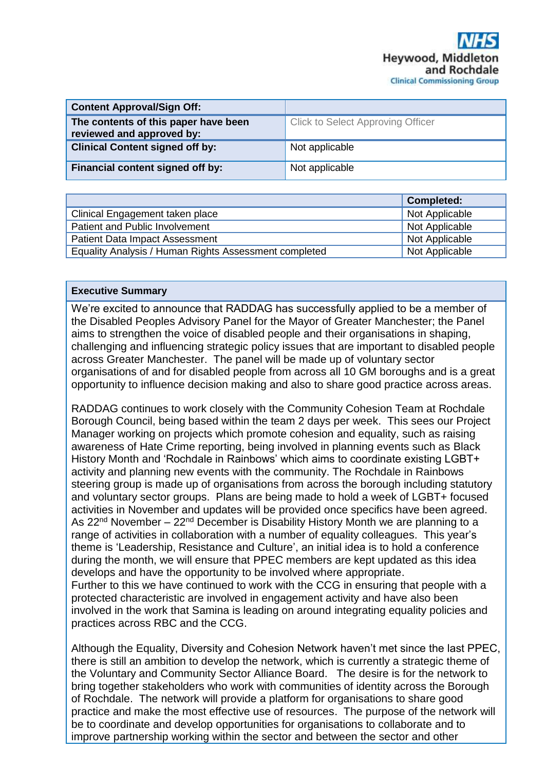| Content Approval/Sign Off: | |
|---|---|
| The contents of this paper have been reviewed and approved by: | Click to Select Approving Officer |
| Clinical Content signed off by: | Not applicable |
| Financial content signed off by: | Not applicable |

| | Completed: |
|---|---|
| Clinical Engagement taken place | Not Applicable |
| Patient and Public Involvement | Not Applicable |
| Patient Data Impact Assessment | Not Applicable |
| Equality Analysis / Human Rights Assessment completed | Not Applicable |

**Executive Summary**

We're excited to announce that RADDAG has successfully applied to be a member of the Disabled Peoples Advisory Panel for the Mayor of Greater Manchester; the Panel aims to strengthen the voice of disabled people and their organisations in shaping, challenging and influencing strategic policy issues that are important to disabled people across Greater Manchester. The panel will be made up of voluntary sector organisations of and for disabled people from across all 10 GM boroughs and is a great opportunity to influence decision making and also to share good practice across areas.

RADDAG continues to work closely with the Community Cohesion Team at Rochdale Borough Council, being based within the team 2 days per week. This sees our Project Manager working on projects which promote cohesion and equality, such as raising awareness of Hate Crime reporting, being involved in planning events such as Black History Month and 'Rochdale in Rainbows' which aims to coordinate existing LGBT+ activity and planning new events with the community. The Rochdale in Rainbows steering group is made up of organisations from across the borough including statutory and voluntary sector groups. Plans are being made to hold a week of LGBT+ focused activities in November and updates will be provided once specifics have been agreed. As 22nd November – 22nd December is Disability History Month we are planning to a range of activities in collaboration with a number of equality colleagues. This year's theme is 'Leadership, Resistance and Culture', an initial idea is to hold a conference during the month, we will ensure that PPEC members are kept updated as this idea develops and have the opportunity to be involved where appropriate.
Further to this we have continued to work with the CCG in ensuring that people with a protected characteristic are involved in engagement activity and have also been involved in the work that Samina is leading on around integrating equality policies and practices across RBC and the CCG.

Although the Equality, Diversity and Cohesion Network haven't met since the last PPEC, there is still an ambition to develop the network, which is currently a strategic theme of the Voluntary and Community Sector Alliance Board. The desire is for the network to bring together stakeholders who work with communities of identity across the Borough of Rochdale. The network will provide a platform for organisations to share good practice and make the most effective use of resources. The purpose of the network will be to coordinate and develop opportunities for organisations to collaborate and to improve partnership working within the sector and between the sector and other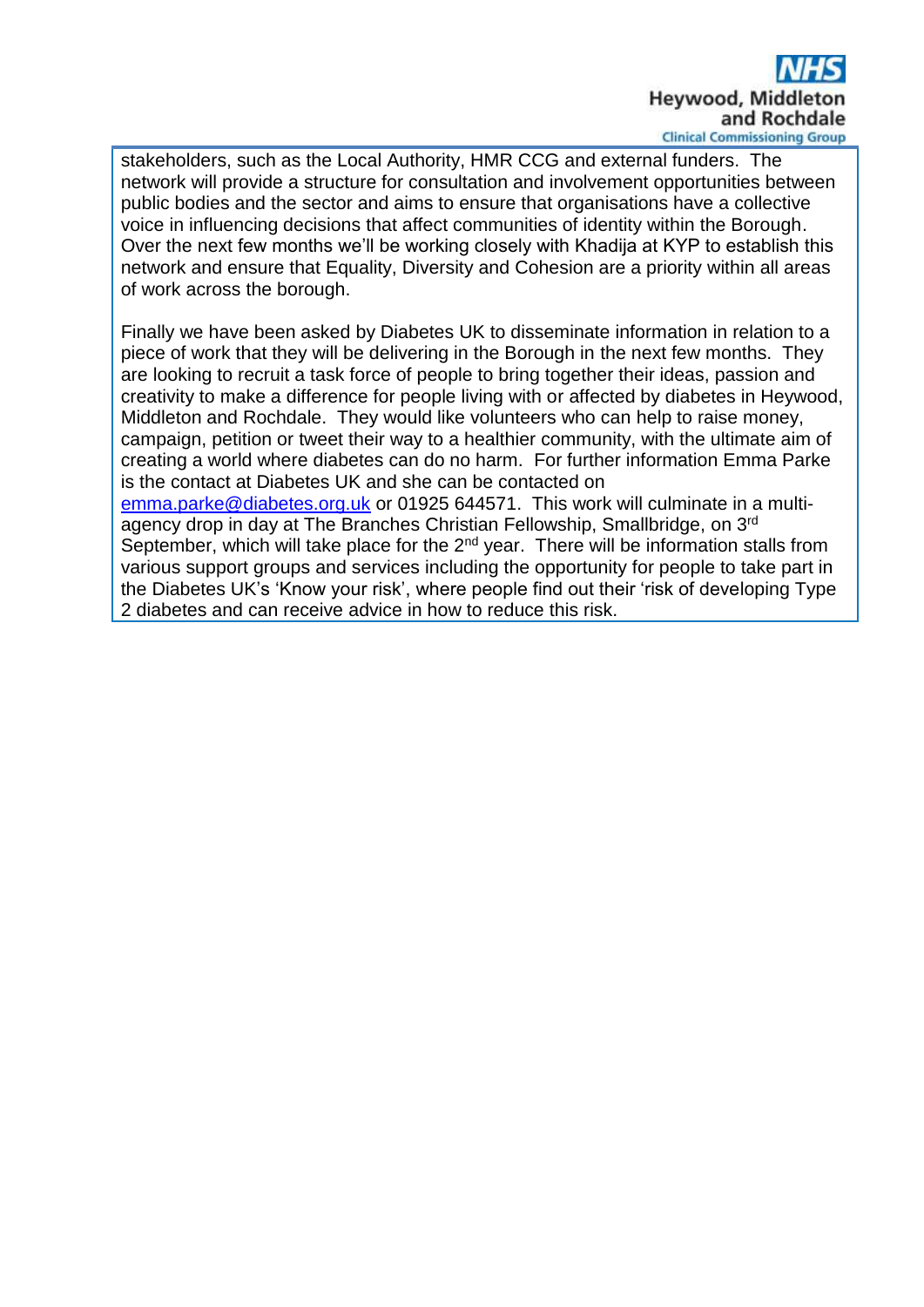stakeholders, such as the Local Authority, HMR CCG and external funders. The network will provide a structure for consultation and involvement opportunities between public bodies and the sector and aims to ensure that organisations have a collective voice in influencing decisions that affect communities of identity within the Borough. Over the next few months we'll be working closely with Khadija at KYP to establish this network and ensure that Equality, Diversity and Cohesion are a priority within all areas of work across the borough.

Finally we have been asked by Diabetes UK to disseminate information in relation to a piece of work that they will be delivering in the Borough in the next few months. They are looking to recruit a task force of people to bring together their ideas, passion and creativity to make a difference for people living with or affected by diabetes in Heywood, Middleton and Rochdale. They would like volunteers who can help to raise money, campaign, petition or tweet their way to a healthier community, with the ultimate aim of creating a world where diabetes can do no harm. For further information Emma Parke is the contact at Diabetes UK and she can be contacted on emma.parke@diabetes.org.uk or 01925 644571. This work will culminate in a multi-agency drop in day at The Branches Christian Fellowship, Smallbridge, on 3rd September, which will take place for the 2nd year. There will be information stalls from various support groups and services including the opportunity for people to take part in the Diabetes UK's 'Know your risk', where people find out their 'risk of developing Type 2 diabetes and can receive advice in how to reduce this risk.